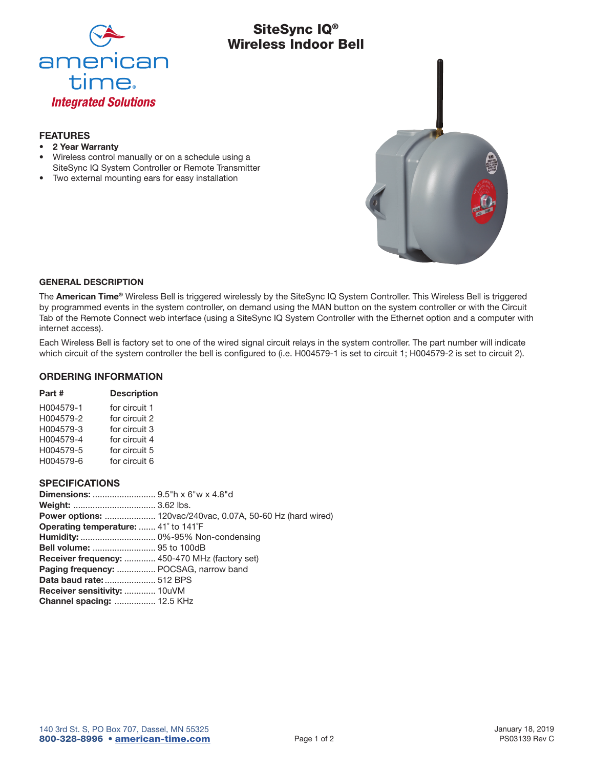# SiteSync IQ® Wireless Indoor Bell

american time.
*Integrated Solutions*

## FEATURES

- **2 Year Warranty**
- Wireless control manually or on a schedule using a SiteSync IQ System Controller or Remote Transmitter
- Two external mounting ears for easy installation

## GENERAL DESCRIPTION

The **American Time®** Wireless Bell is triggered wirelessly by the SiteSync IQ System Controller. This Wireless Bell is triggered by programmed events in the system controller, on demand using the MAN button on the system controller or with the Circuit Tab of the Remote Connect web interface (using a SiteSync IQ System Controller with the Ethernet option and a computer with internet access).

Each Wireless Bell is factory set to one of the wired signal circuit relays in the system controller. The part number will indicate which circuit of the system controller the bell is configured to (i.e. H004579-1 is set to circuit 1; H004579-2 is set to circuit 2).

## ORDERING INFORMATION

| Part # | Description |
|---|---|
| H004579-1 | for circuit 1 |
| H004579-2 | for circuit 2 |
| H004579-3 | for circuit 3 |
| H004579-4 | for circuit 4 |
| H004579-5 | for circuit 5 |
| H004579-6 | for circuit 6 |

## SPECIFICATIONS

**Dimensions:** .......................... 9.5"h x 6"w x 4.8"d
**Weight:** .................................. 3.62 lbs.
**Power options:** ..................... 120vac/240vac, 0.07A, 50-60 Hz (hard wired)
**Operating temperature:** ....... 41˚ to 141˚F
**Humidity:** ............................... 0%-95% Non-condensing
**Bell volume:** .......................... 95 to 100dB
**Receiver frequency:** ............. 450-470 MHz (factory set)
**Paging frequency:** ................ POCSAG, narrow band
**Data baud rate:** ..................... 512 BPS
**Receiver sensitivity:** ............. 10uVM
**Channel spacing:** ................. 12.5 KHz

140 3rd St. S, PO Box 707, Dassel, MN 55325
**800-328-8996 • american-time.com**

January 18, 2019
PS03139 Rev C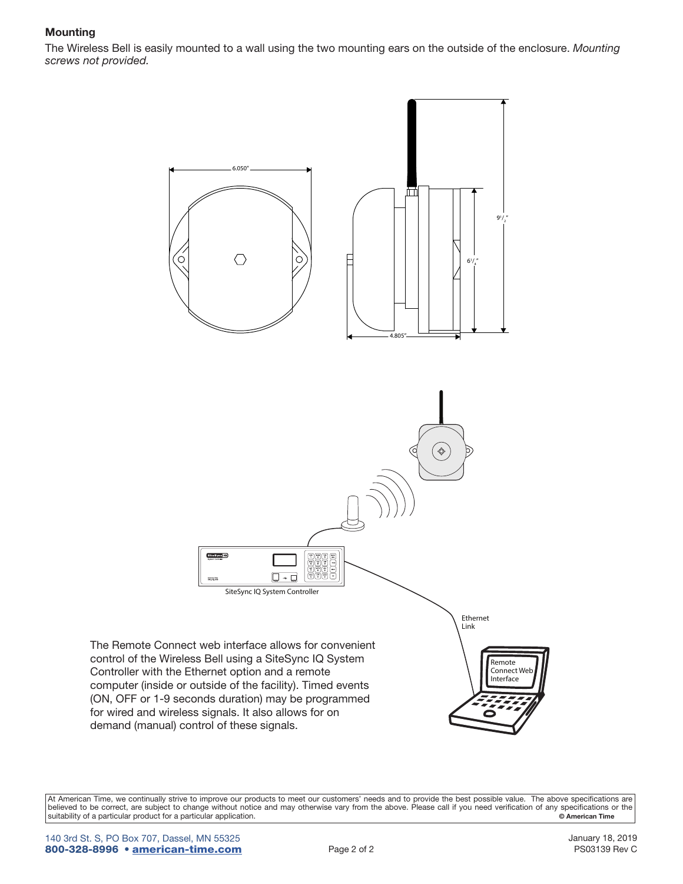**Mounting**

The Wireless Bell is easily mounted to a wall using the two mounting ears on the outside of the enclosure. *Mounting screws not provided.*

6.050"

9 1/2"

6 1/4"

4.805"

SiteSync IQ System Controller

Ethernet Link

Remote Connect Web Interface

The Remote Connect web interface allows for convenient control of the Wireless Bell using a SiteSync IQ System Controller with the Ethernet option and a remote computer (inside or outside of the facility). Timed events (ON, OFF or 1-9 seconds duration) may be programmed for wired and wireless signals. It also allows for on demand (manual) control of these signals.

At American Time, we continually strive to improve our products to meet our customers' needs and to provide the best possible value. The above specifications are believed to be correct, are subject to change without notice and may otherwise vary from the above. Please call if you need verification of any specifications or the suitability of a particular product for a particular application. **© American Time**

140 3rd St. S, PO Box 707, Dassel, MN 55325
**800-328-8996 • american-time.com**

January 18, 2019
PS03139 Rev C